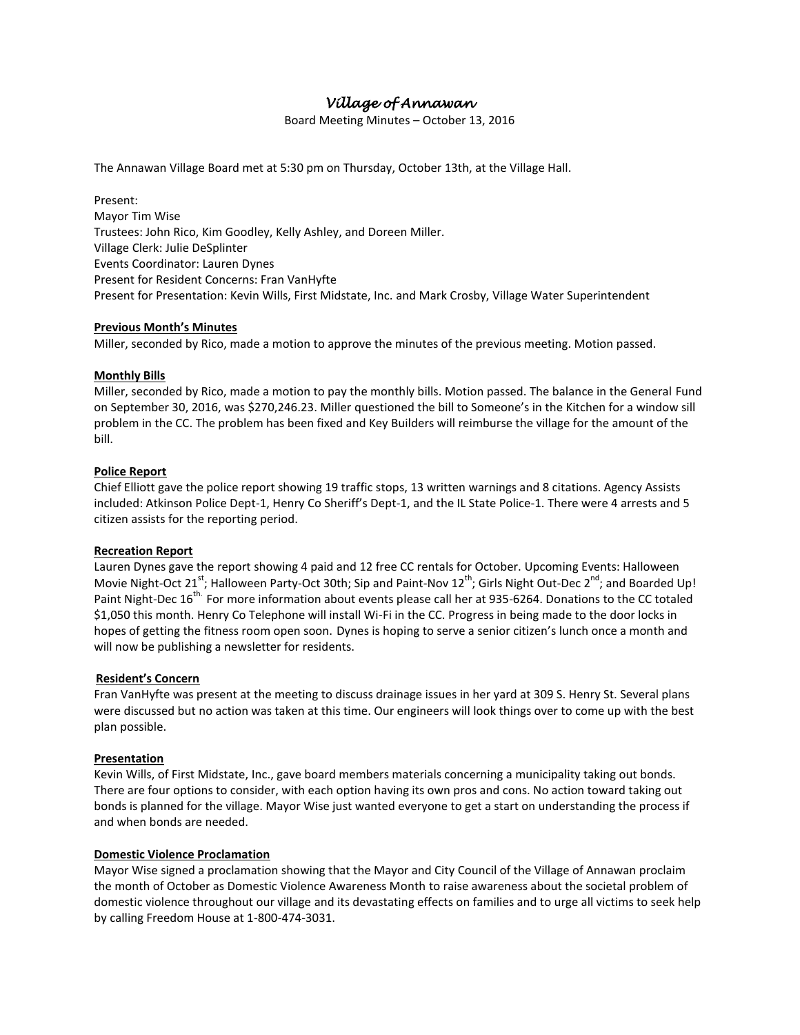# *Village of Annawan*

Board Meeting Minutes – October 13, 2016

The Annawan Village Board met at 5:30 pm on Thursday, October 13th, at the Village Hall.

Present:
Mayor Tim Wise
Trustees: John Rico, Kim Goodley, Kelly Ashley, and Doreen Miller.
Village Clerk: Julie DeSplinter
Events Coordinator: Lauren Dynes
Present for Resident Concerns: Fran VanHyfte
Present for Presentation: Kevin Wills, First Midstate, Inc. and Mark Crosby, Village Water Superintendent

**Previous Month's Minutes**

Miller, seconded by Rico, made a motion to approve the minutes of the previous meeting. Motion passed.

**Monthly Bills**

Miller, seconded by Rico, made a motion to pay the monthly bills. Motion passed. The balance in the General Fund on September 30, 2016, was $270,246.23. Miller questioned the bill to Someone's in the Kitchen for a window sill problem in the CC. The problem has been fixed and Key Builders will reimburse the village for the amount of the bill.

**Police Report**

Chief Elliott gave the police report showing 19 traffic stops, 13 written warnings and 8 citations. Agency Assists included: Atkinson Police Dept-1, Henry Co Sheriff's Dept-1, and the IL State Police-1. There were 4 arrests and 5 citizen assists for the reporting period.

**Recreation Report**

Lauren Dynes gave the report showing 4 paid and 12 free CC rentals for October. Upcoming Events: Halloween Movie Night-Oct 21st; Halloween Party-Oct 30th; Sip and Paint-Nov 12th; Girls Night Out-Dec 2nd; and Boarded Up! Paint Night-Dec 16th. For more information about events please call her at 935-6264. Donations to the CC totaled $1,050 this month. Henry Co Telephone will install Wi-Fi in the CC. Progress in being made to the door locks in hopes of getting the fitness room open soon. Dynes is hoping to serve a senior citizen's lunch once a month and will now be publishing a newsletter for residents.

**Resident's Concern**

Fran VanHyfte was present at the meeting to discuss drainage issues in her yard at 309 S. Henry St. Several plans were discussed but no action was taken at this time. Our engineers will look things over to come up with the best plan possible.

**Presentation**

Kevin Wills, of First Midstate, Inc., gave board members materials concerning a municipality taking out bonds. There are four options to consider, with each option having its own pros and cons. No action toward taking out bonds is planned for the village. Mayor Wise just wanted everyone to get a start on understanding the process if and when bonds are needed.

**Domestic Violence Proclamation**

Mayor Wise signed a proclamation showing that the Mayor and City Council of the Village of Annawan proclaim the month of October as Domestic Violence Awareness Month to raise awareness about the societal problem of domestic violence throughout our village and its devastating effects on families and to urge all victims to seek help by calling Freedom House at 1-800-474-3031.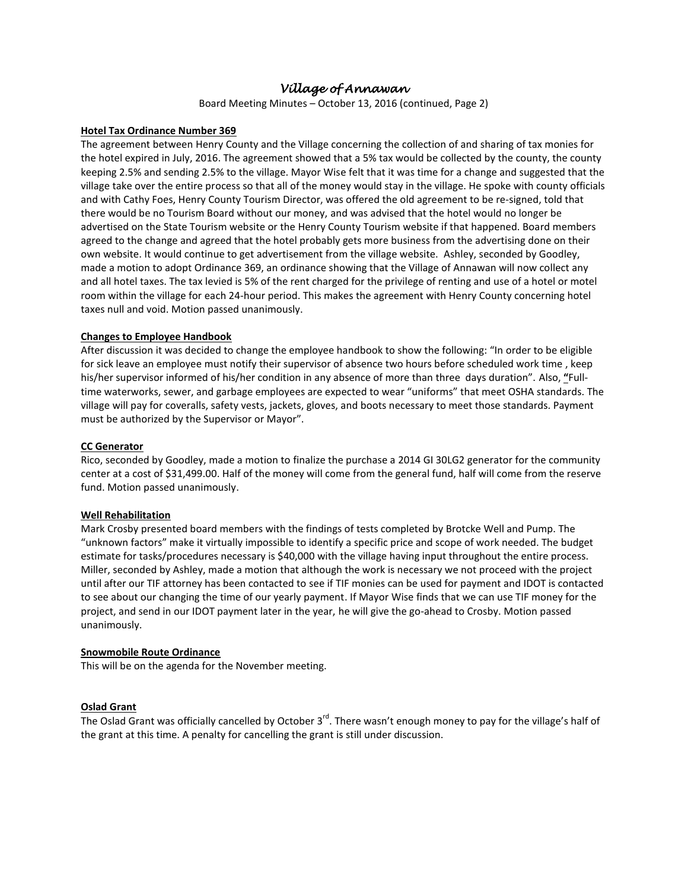# *Village of Annawan*

Board Meeting Minutes – October 13, 2016 (continued, Page 2)

**Hotel Tax Ordinance Number 369**

The agreement between Henry County and the Village concerning the collection of and sharing of tax monies for the hotel expired in July, 2016. The agreement showed that a 5% tax would be collected by the county, the county keeping 2.5% and sending 2.5% to the village. Mayor Wise felt that it was time for a change and suggested that the village take over the entire process so that all of the money would stay in the village. He spoke with county officials and with Cathy Foes, Henry County Tourism Director, was offered the old agreement to be re-signed, told that there would be no Tourism Board without our money, and was advised that the hotel would no longer be advertised on the State Tourism website or the Henry County Tourism website if that happened. Board members agreed to the change and agreed that the hotel probably gets more business from the advertising done on their own website. It would continue to get advertisement from the village website. Ashley, seconded by Goodley, made a motion to adopt Ordinance 369, an ordinance showing that the Village of Annawan will now collect any and all hotel taxes. The tax levied is 5% of the rent charged for the privilege of renting and use of a hotel or motel room within the village for each 24-hour period. This makes the agreement with Henry County concerning hotel taxes null and void. Motion passed unanimously.

**Changes to Employee Handbook**

After discussion it was decided to change the employee handbook to show the following: "In order to be eligible for sick leave an employee must notify their supervisor of absence two hours before scheduled work time , keep his/her supervisor informed of his/her condition in any absence of more than three days duration". Also, "Full-time waterworks, sewer, and garbage employees are expected to wear "uniforms" that meet OSHA standards. The village will pay for coveralls, safety vests, jackets, gloves, and boots necessary to meet those standards. Payment must be authorized by the Supervisor or Mayor".

**CC Generator**

Rico, seconded by Goodley, made a motion to finalize the purchase a 2014 GI 30LG2 generator for the community center at a cost of $31,499.00. Half of the money will come from the general fund, half will come from the reserve fund. Motion passed unanimously.

**Well Rehabilitation**

Mark Crosby presented board members with the findings of tests completed by Brotcke Well and Pump. The "unknown factors" make it virtually impossible to identify a specific price and scope of work needed. The budget estimate for tasks/procedures necessary is $40,000 with the village having input throughout the entire process. Miller, seconded by Ashley, made a motion that although the work is necessary we not proceed with the project until after our TIF attorney has been contacted to see if TIF monies can be used for payment and IDOT is contacted to see about our changing the time of our yearly payment. If Mayor Wise finds that we can use TIF money for the project, and send in our IDOT payment later in the year, he will give the go-ahead to Crosby. Motion passed unanimously.

**Snowmobile Route Ordinance**

This will be on the agenda for the November meeting.

**Oslad Grant**

The Oslad Grant was officially cancelled by October 3rd. There wasn't enough money to pay for the village's half of the grant at this time. A penalty for cancelling the grant is still under discussion.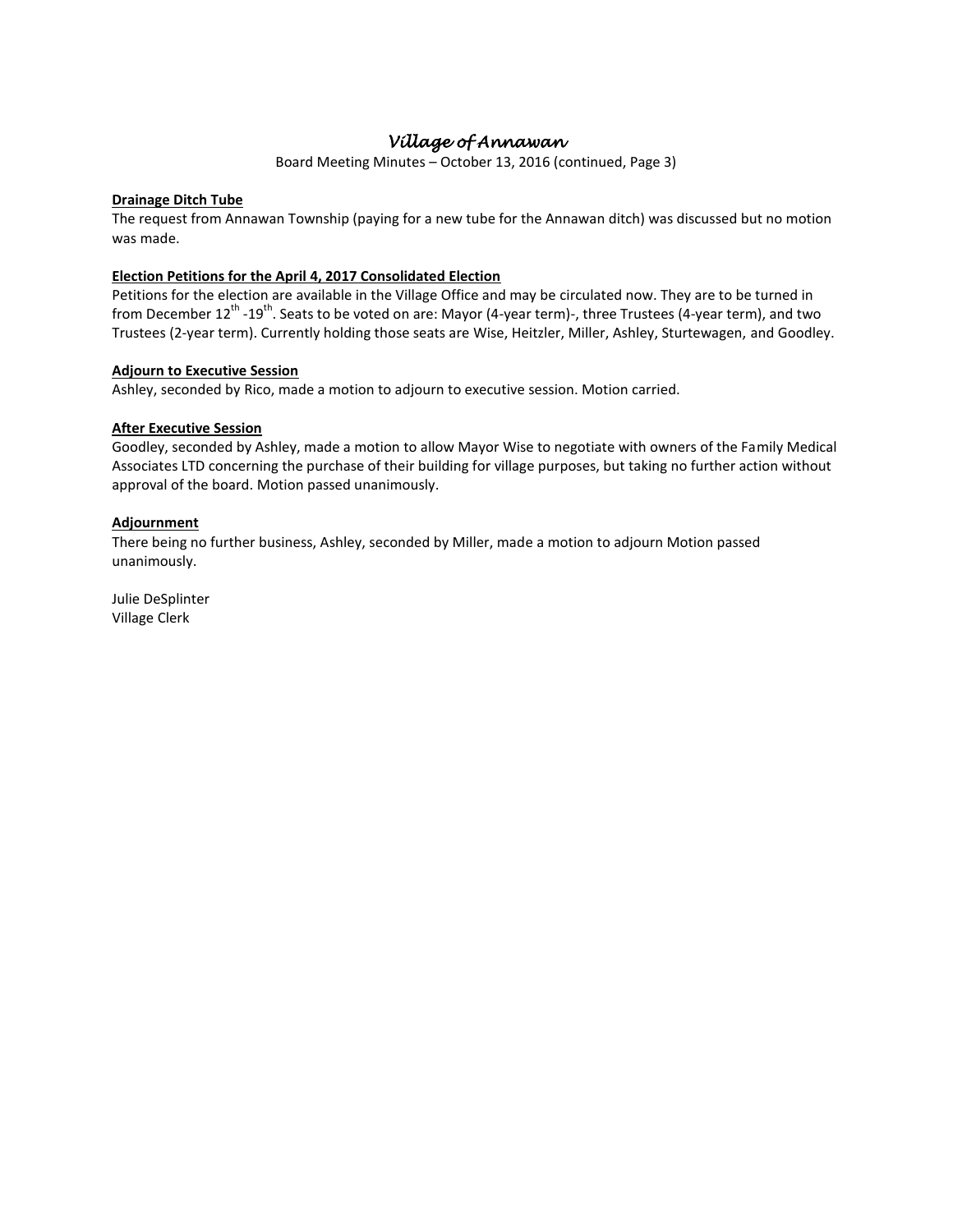# *Village of Annawan*

Board Meeting Minutes – October 13, 2016 (continued, Page 3)

**Drainage Ditch Tube**

The request from Annawan Township (paying for a new tube for the Annawan ditch) was discussed but no motion was made.

**Election Petitions for the April 4, 2017 Consolidated Election**

Petitions for the election are available in the Village Office and may be circulated now. They are to be turned in from December 12th -19th. Seats to be voted on are: Mayor (4-year term)-, three Trustees (4-year term), and two Trustees (2-year term). Currently holding those seats are Wise, Heitzler, Miller, Ashley, Sturtewagen, and Goodley.

**Adjourn to Executive Session**

Ashley, seconded by Rico, made a motion to adjourn to executive session. Motion carried.

**After Executive Session**

Goodley, seconded by Ashley, made a motion to allow Mayor Wise to negotiate with owners of the Family Medical Associates LTD concerning the purchase of their building for village purposes, but taking no further action without approval of the board. Motion passed unanimously.

**Adjournment**

There being no further business, Ashley, seconded by Miller, made a motion to adjourn Motion passed unanimously.

Julie DeSplinter
Village Clerk